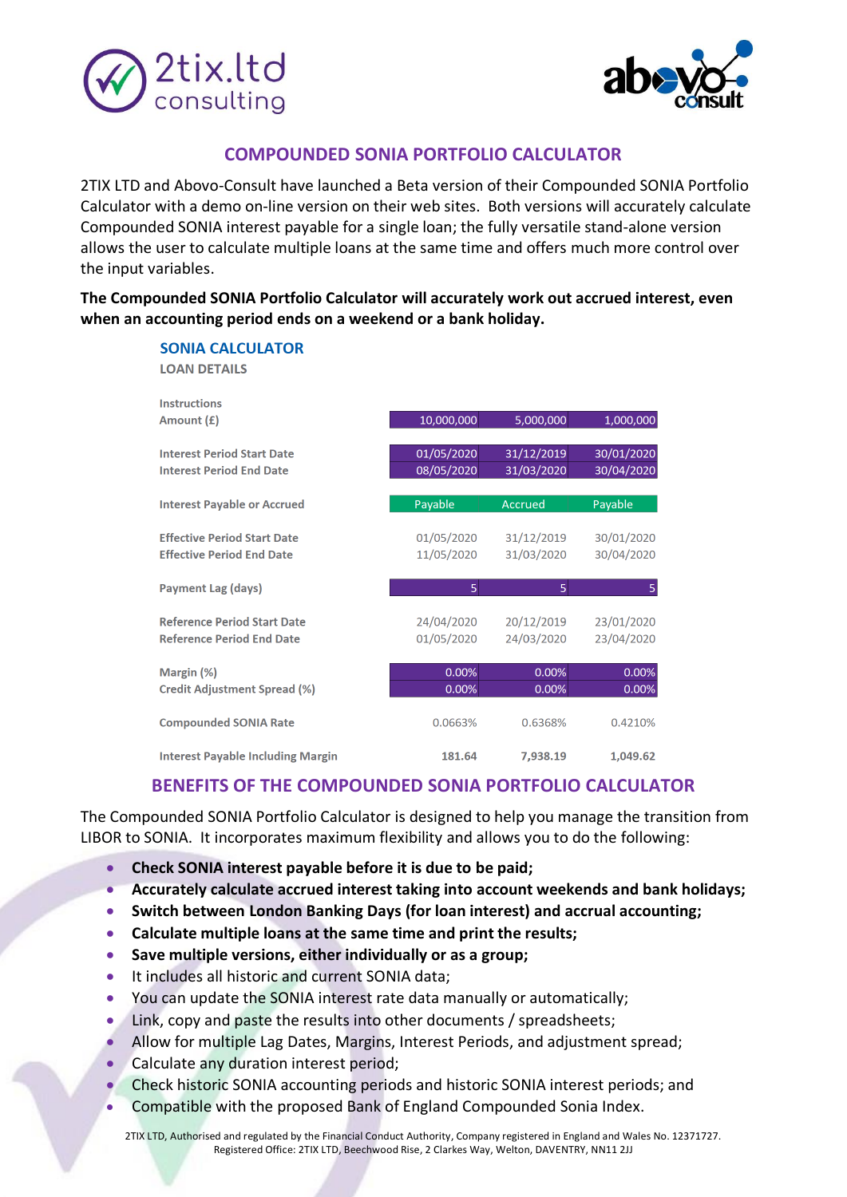# COMPOUNDED SONIA PORTFOLIO CALCULATOR

2TIX LTD and Abovo-Consult have launched a Beta version of their Compounded SONIA Portfolio Calculator with a demo on-line version on their web sites. Both versions will accurately calculate Compounded SONIA interest payable for a single loan; the fully versatile stand-alone version allows the user to calculate multiple loans at the same time and offers much more control over the input variables.

**The Compounded SONIA Portfolio Calculator will accurately work out accrued interest, even when an accounting period ends on a weekend or a bank holiday.**

## SONIA CALCULATOR

LOAN DETAILS

| Instructions | | | |
|---|---|---|---|
| Amount (£) | 10,000,000 | 5,000,000 | 1,000,000 |
| Interest Period Start Date | 01/05/2020 | 31/12/2019 | 30/01/2020 |
| Interest Period End Date | 08/05/2020 | 31/03/2020 | 30/04/2020 |
| Interest Payable or Accrued | Payable | Accrued | Payable |
| Effective Period Start Date | 01/05/2020 | 31/12/2019 | 30/01/2020 |
| Effective Period End Date | 11/05/2020 | 31/03/2020 | 30/04/2020 |
| Payment Lag (days) | 5 | 5 | 5 |
| Reference Period Start Date | 24/04/2020 | 20/12/2019 | 23/01/2020 |
| Reference Period End Date | 01/05/2020 | 24/03/2020 | 23/04/2020 |
| Margin (%) | 0.00% | 0.00% | 0.00% |
| Credit Adjustment Spread (%) | 0.00% | 0.00% | 0.00% |
| Compounded SONIA Rate | 0.0663% | 0.6368% | 0.4210% |
| Interest Payable Including Margin | 181.64 | 7,938.19 | 1,049.62 |

## BENEFITS OF THE COMPOUNDED SONIA PORTFOLIO CALCULATOR

The Compounded SONIA Portfolio Calculator is designed to help you manage the transition from LIBOR to SONIA. It incorporates maximum flexibility and allows you to do the following:

- **Check SONIA interest payable before it is due to be paid;**
- **Accurately calculate accrued interest taking into account weekends and bank holidays;**
- **Switch between London Banking Days (for loan interest) and accrual accounting;**
- **Calculate multiple loans at the same time and print the results;**
- **Save multiple versions, either individually or as a group;**
- It includes all historic and current SONIA data;
- You can update the SONIA interest rate data manually or automatically;
- Link, copy and paste the results into other documents / spreadsheets;
- Allow for multiple Lag Dates, Margins, Interest Periods, and adjustment spread;
- Calculate any duration interest period;
- Check historic SONIA accounting periods and historic SONIA interest periods; and
- Compatible with the proposed Bank of England Compounded Sonia Index.

2TIX LTD, Authorised and regulated by the Financial Conduct Authority, Company registered in England and Wales No. 12371727.
Registered Office: 2TIX LTD, Beechwood Rise, 2 Clarkes Way, Welton, DAVENTRY, NN11 2JJ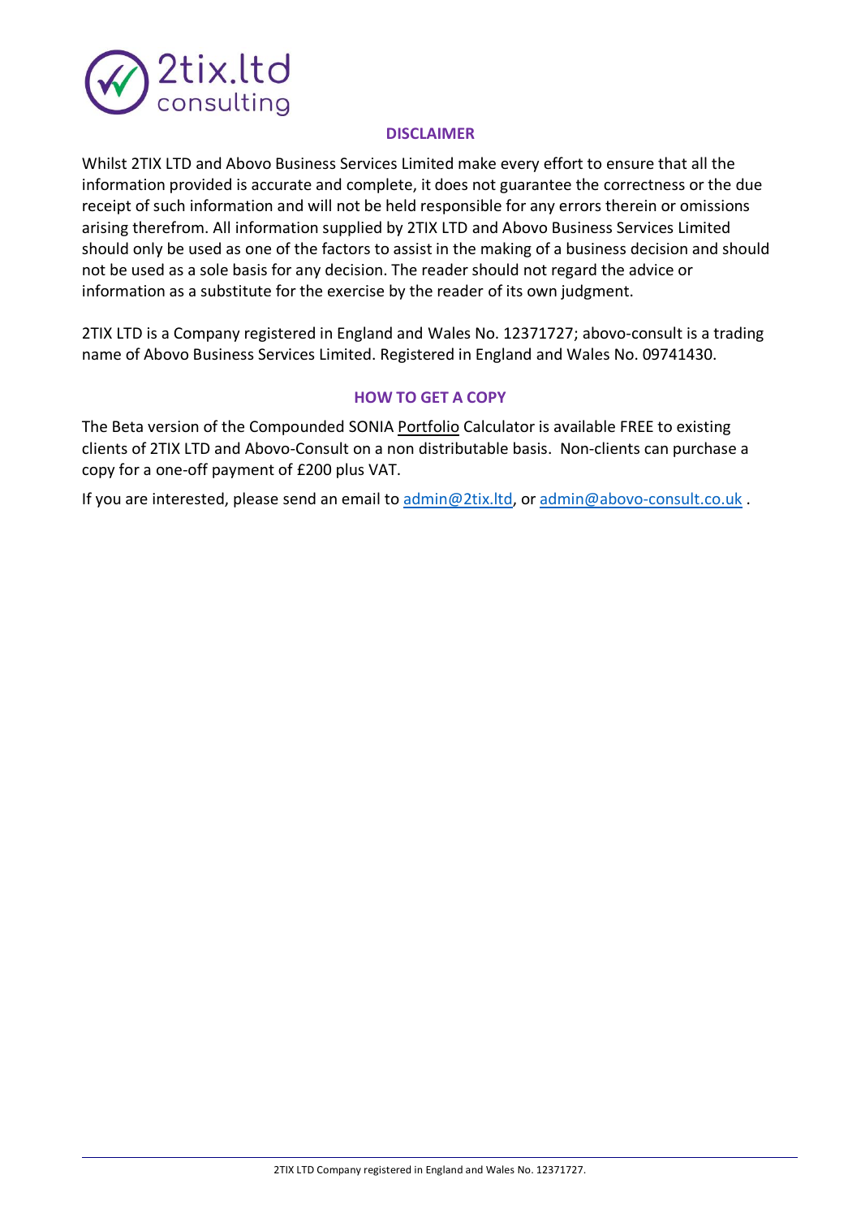2tix.ltd consulting

## DISCLAIMER

Whilst 2TIX LTD and Abovo Business Services Limited make every effort to ensure that all the information provided is accurate and complete, it does not guarantee the correctness or the due receipt of such information and will not be held responsible for any errors therein or omissions arising therefrom. All information supplied by 2TIX LTD and Abovo Business Services Limited should only be used as one of the factors to assist in the making of a business decision and should not be used as a sole basis for any decision. The reader should not regard the advice or information as a substitute for the exercise by the reader of its own judgment.

2TIX LTD is a Company registered in England and Wales No. 12371727; abovo-consult is a trading name of Abovo Business Services Limited. Registered in England and Wales No. 09741430.

## HOW TO GET A COPY

The Beta version of the Compounded SONIA Portfolio Calculator is available FREE to existing clients of 2TIX LTD and Abovo-Consult on a non distributable basis. Non-clients can purchase a copy for a one-off payment of £200 plus VAT.

If you are interested, please send an email to admin@2tix.ltd, or admin@abovo-consult.co.uk .